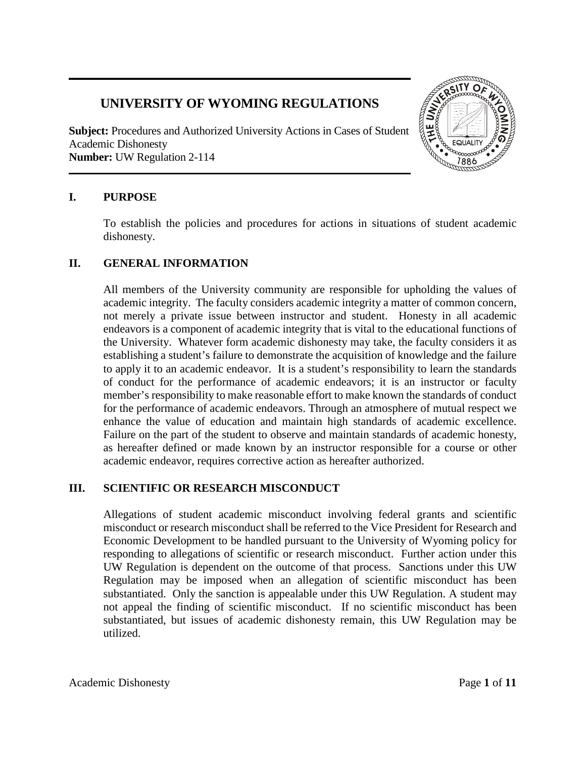# UNIVERSITY OF WYOMING REGULATIONS

**Subject:** Procedures and Authorized University Actions in Cases of Student Academic Dishonesty
**Number:** UW Regulation 2-114

## I. PURPOSE

To establish the policies and procedures for actions in situations of student academic dishonesty.

## II. GENERAL INFORMATION

All members of the University community are responsible for upholding the values of academic integrity. The faculty considers academic integrity a matter of common concern, not merely a private issue between instructor and student. Honesty in all academic endeavors is a component of academic integrity that is vital to the educational functions of the University. Whatever form academic dishonesty may take, the faculty considers it as establishing a student's failure to demonstrate the acquisition of knowledge and the failure to apply it to an academic endeavor. It is a student's responsibility to learn the standards of conduct for the performance of academic endeavors; it is an instructor or faculty member's responsibility to make reasonable effort to make known the standards of conduct for the performance of academic endeavors. Through an atmosphere of mutual respect we enhance the value of education and maintain high standards of academic excellence. Failure on the part of the student to observe and maintain standards of academic honesty, as hereafter defined or made known by an instructor responsible for a course or other academic endeavor, requires corrective action as hereafter authorized.

## III. SCIENTIFIC OR RESEARCH MISCONDUCT

Allegations of student academic misconduct involving federal grants and scientific misconduct or research misconduct shall be referred to the Vice President for Research and Economic Development to be handled pursuant to the University of Wyoming policy for responding to allegations of scientific or research misconduct. Further action under this UW Regulation is dependent on the outcome of that process. Sanctions under this UW Regulation may be imposed when an allegation of scientific misconduct has been substantiated. Only the sanction is appealable under this UW Regulation. A student may not appeal the finding of scientific misconduct. If no scientific misconduct has been substantiated, but issues of academic dishonesty remain, this UW Regulation may be utilized.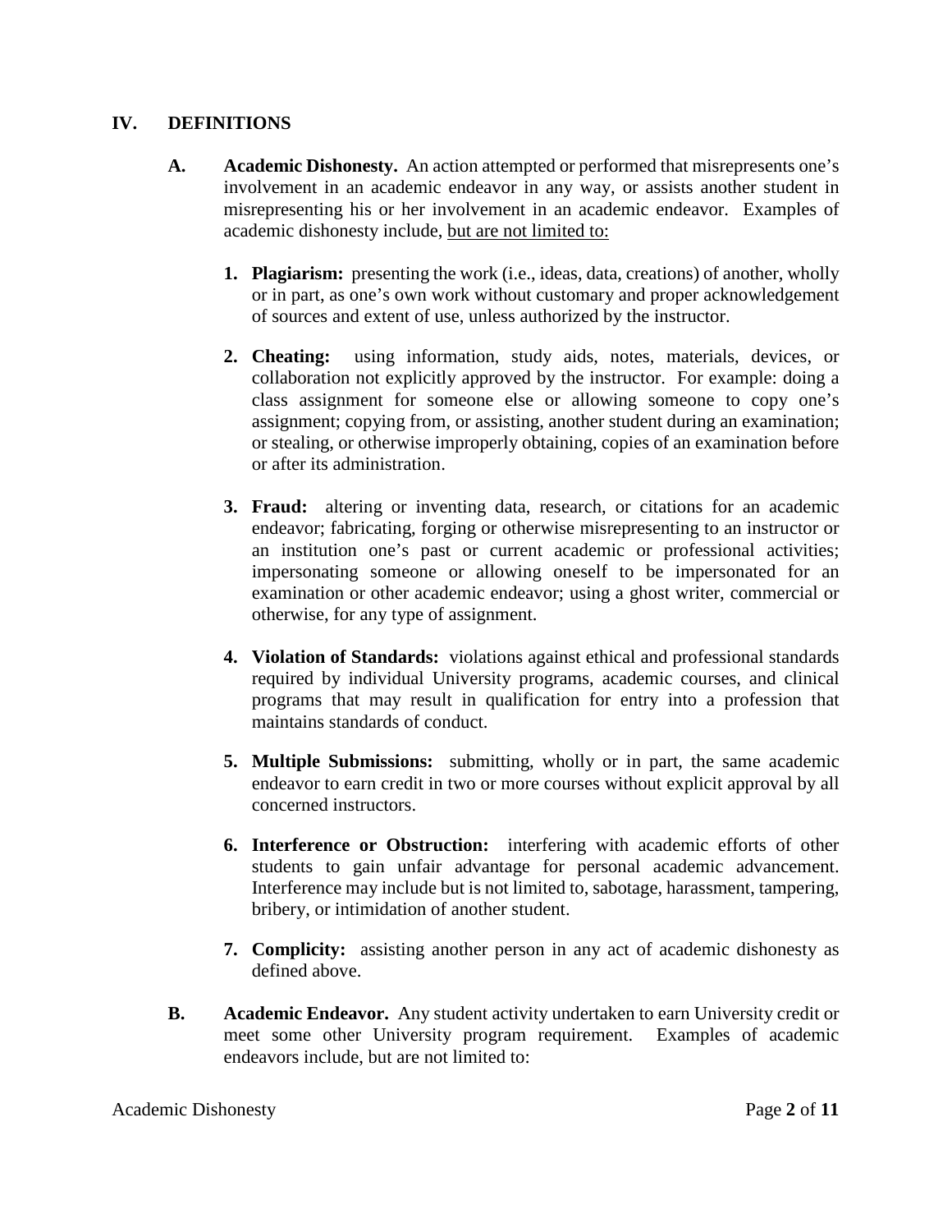## IV. DEFINITIONS

**A. Academic Dishonesty.** An action attempted or performed that misrepresents one's involvement in an academic endeavor in any way, or assists another student in misrepresenting his or her involvement in an academic endeavor. Examples of academic dishonesty include, <u>but are not limited to:</u>

1. **Plagiarism:** presenting the work (i.e., ideas, data, creations) of another, wholly or in part, as one's own work without customary and proper acknowledgement of sources and extent of use, unless authorized by the instructor.

2. **Cheating:** using information, study aids, notes, materials, devices, or collaboration not explicitly approved by the instructor. For example: doing a class assignment for someone else or allowing someone to copy one's assignment; copying from, or assisting, another student during an examination; or stealing, or otherwise improperly obtaining, copies of an examination before or after its administration.

3. **Fraud:** altering or inventing data, research, or citations for an academic endeavor; fabricating, forging or otherwise misrepresenting to an instructor or an institution one's past or current academic or professional activities; impersonating someone or allowing oneself to be impersonated for an examination or other academic endeavor; using a ghost writer, commercial or otherwise, for any type of assignment.

4. **Violation of Standards:** violations against ethical and professional standards required by individual University programs, academic courses, and clinical programs that may result in qualification for entry into a profession that maintains standards of conduct.

5. **Multiple Submissions:** submitting, wholly or in part, the same academic endeavor to earn credit in two or more courses without explicit approval by all concerned instructors.

6. **Interference or Obstruction:** interfering with academic efforts of other students to gain unfair advantage for personal academic advancement. Interference may include but is not limited to, sabotage, harassment, tampering, bribery, or intimidation of another student.

7. **Complicity:** assisting another person in any act of academic dishonesty as defined above.

**B. Academic Endeavor.** Any student activity undertaken to earn University credit or meet some other University program requirement. Examples of academic endeavors include, but are not limited to: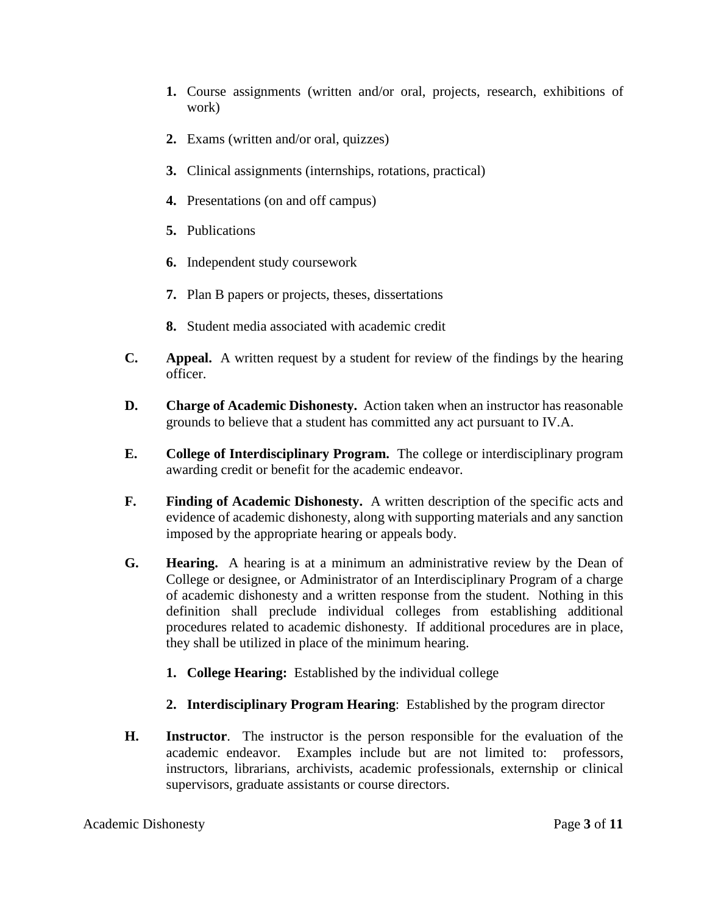1. Course assignments (written and/or oral, projects, research, exhibitions of work)
2. Exams (written and/or oral, quizzes)
3. Clinical assignments (internships, rotations, practical)
4. Presentations (on and off campus)
5. Publications
6. Independent study coursework
7. Plan B papers or projects, theses, dissertations
8. Student media associated with academic credit

**C. Appeal.** A written request by a student for review of the findings by the hearing officer.

**D. Charge of Academic Dishonesty.** Action taken when an instructor has reasonable grounds to believe that a student has committed any act pursuant to IV.A.

**E. College of Interdisciplinary Program.** The college or interdisciplinary program awarding credit or benefit for the academic endeavor.

**F. Finding of Academic Dishonesty.** A written description of the specific acts and evidence of academic dishonesty, along with supporting materials and any sanction imposed by the appropriate hearing or appeals body.

**G. Hearing.** A hearing is at a minimum an administrative review by the Dean of College or designee, or Administrator of an Interdisciplinary Program of a charge of academic dishonesty and a written response from the student. Nothing in this definition shall preclude individual colleges from establishing additional procedures related to academic dishonesty. If additional procedures are in place, they shall be utilized in place of the minimum hearing.

1. **College Hearing:** Established by the individual college
2. **Interdisciplinary Program Hearing**: Established by the program director

**H. Instructor**. The instructor is the person responsible for the evaluation of the academic endeavor. Examples include but are not limited to: professors, instructors, librarians, archivists, academic professionals, externship or clinical supervisors, graduate assistants or course directors.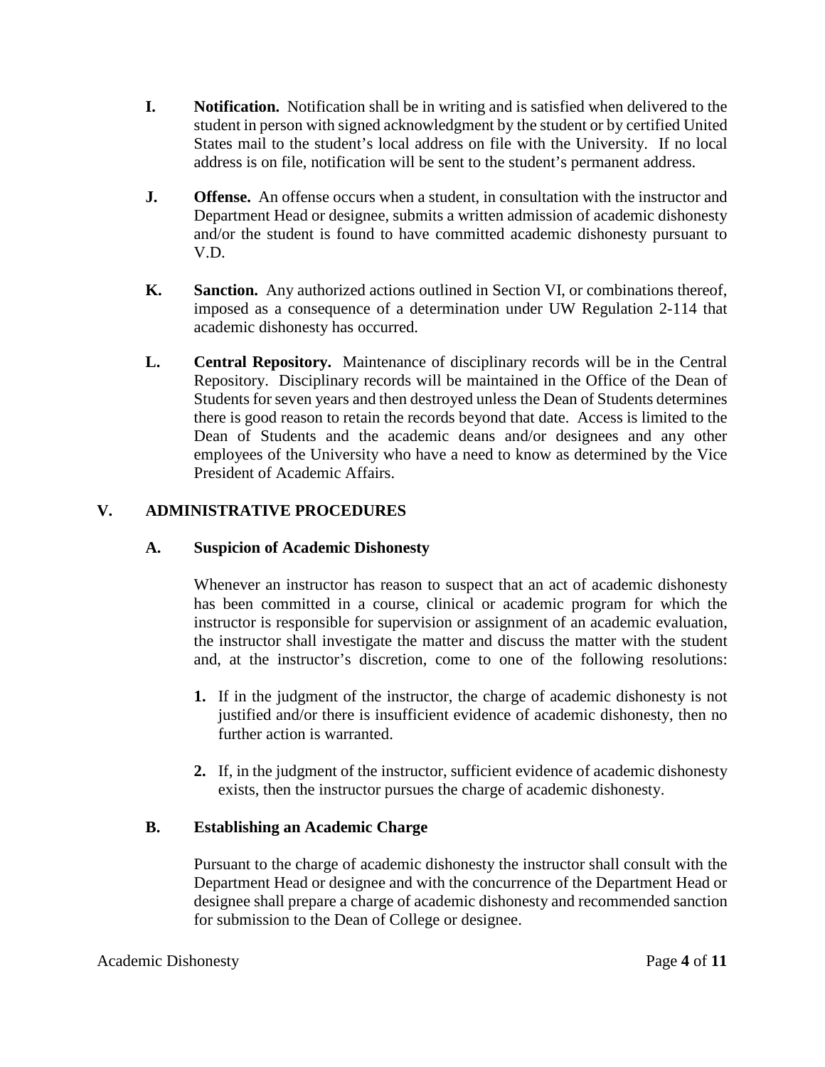**I. Notification.** Notification shall be in writing and is satisfied when delivered to the student in person with signed acknowledgment by the student or by certified United States mail to the student's local address on file with the University. If no local address is on file, notification will be sent to the student's permanent address.

**J. Offense.** An offense occurs when a student, in consultation with the instructor and Department Head or designee, submits a written admission of academic dishonesty and/or the student is found to have committed academic dishonesty pursuant to V.D.

**K. Sanction.** Any authorized actions outlined in Section VI, or combinations thereof, imposed as a consequence of a determination under UW Regulation 2-114 that academic dishonesty has occurred.

**L. Central Repository.** Maintenance of disciplinary records will be in the Central Repository. Disciplinary records will be maintained in the Office of the Dean of Students for seven years and then destroyed unless the Dean of Students determines there is good reason to retain the records beyond that date. Access is limited to the Dean of Students and the academic deans and/or designees and any other employees of the University who have a need to know as determined by the Vice President of Academic Affairs.

## V. ADMINISTRATIVE PROCEDURES

### A. Suspicion of Academic Dishonesty

Whenever an instructor has reason to suspect that an act of academic dishonesty has been committed in a course, clinical or academic program for which the instructor is responsible for supervision or assignment of an academic evaluation, the instructor shall investigate the matter and discuss the matter with the student and, at the instructor's discretion, come to one of the following resolutions:

1. If in the judgment of the instructor, the charge of academic dishonesty is not justified and/or there is insufficient evidence of academic dishonesty, then no further action is warranted.

2. If, in the judgment of the instructor, sufficient evidence of academic dishonesty exists, then the instructor pursues the charge of academic dishonesty.

### B. Establishing an Academic Charge

Pursuant to the charge of academic dishonesty the instructor shall consult with the Department Head or designee and with the concurrence of the Department Head or designee shall prepare a charge of academic dishonesty and recommended sanction for submission to the Dean of College or designee.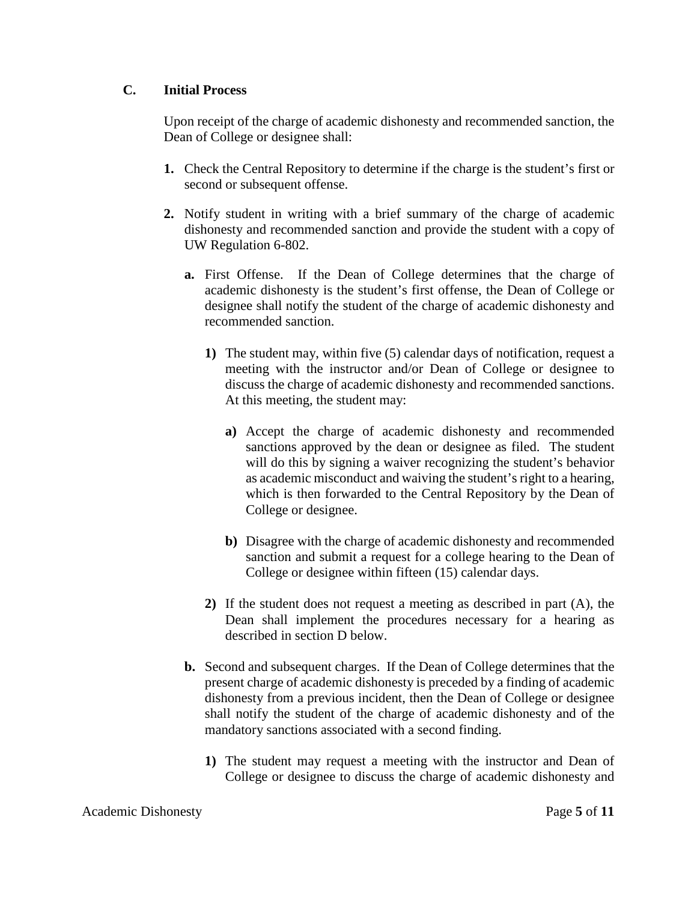### C. Initial Process

Upon receipt of the charge of academic dishonesty and recommended sanction, the Dean of College or designee shall:

**1.** Check the Central Repository to determine if the charge is the student's first or second or subsequent offense.

**2.** Notify student in writing with a brief summary of the charge of academic dishonesty and recommended sanction and provide the student with a copy of UW Regulation 6-802.

**a.** First Offense. If the Dean of College determines that the charge of academic dishonesty is the student's first offense, the Dean of College or designee shall notify the student of the charge of academic dishonesty and recommended sanction.

**1)** The student may, within five (5) calendar days of notification, request a meeting with the instructor and/or Dean of College or designee to discuss the charge of academic dishonesty and recommended sanctions. At this meeting, the student may:

**a)** Accept the charge of academic dishonesty and recommended sanctions approved by the dean or designee as filed. The student will do this by signing a waiver recognizing the student's behavior as academic misconduct and waiving the student's right to a hearing, which is then forwarded to the Central Repository by the Dean of College or designee.

**b)** Disagree with the charge of academic dishonesty and recommended sanction and submit a request for a college hearing to the Dean of College or designee within fifteen (15) calendar days.

**2)** If the student does not request a meeting as described in part (A), the Dean shall implement the procedures necessary for a hearing as described in section D below.

**b.** Second and subsequent charges. If the Dean of College determines that the present charge of academic dishonesty is preceded by a finding of academic dishonesty from a previous incident, then the Dean of College or designee shall notify the student of the charge of academic dishonesty and of the mandatory sanctions associated with a second finding.

**1)** The student may request a meeting with the instructor and Dean of College or designee to discuss the charge of academic dishonesty and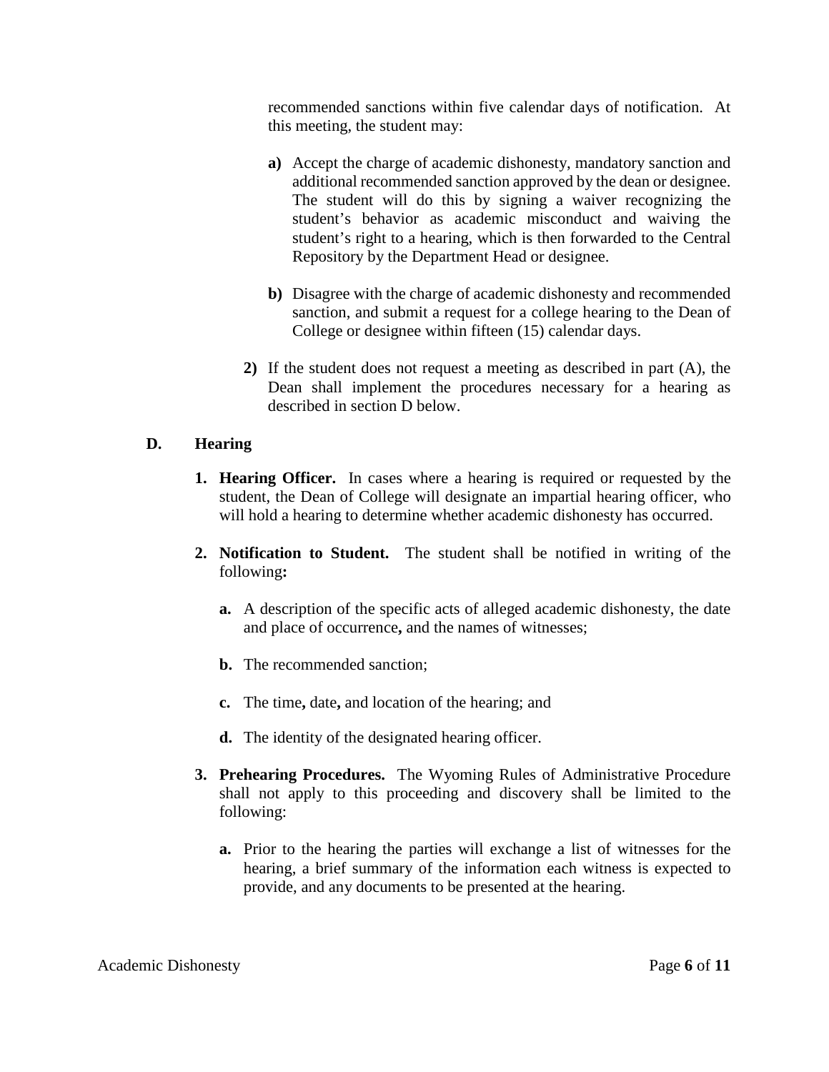recommended sanctions within five calendar days of notification. At this meeting, the student may:

- **a)** Accept the charge of academic dishonesty, mandatory sanction and additional recommended sanction approved by the dean or designee. The student will do this by signing a waiver recognizing the student's behavior as academic misconduct and waiving the student's right to a hearing, which is then forwarded to the Central Repository by the Department Head or designee.

- **b)** Disagree with the charge of academic dishonesty and recommended sanction, and submit a request for a college hearing to the Dean of College or designee within fifteen (15) calendar days.

**2)** If the student does not request a meeting as described in part (A), the Dean shall implement the procedures necessary for a hearing as described in section D below.

## D. Hearing

**1. Hearing Officer.** In cases where a hearing is required or requested by the student, the Dean of College will designate an impartial hearing officer, who will hold a hearing to determine whether academic dishonesty has occurred.

**2. Notification to Student.** The student shall be notified in writing of the following**:**

- **a.** A description of the specific acts of alleged academic dishonesty, the date and place of occurrence**,** and the names of witnesses;

- **b.** The recommended sanction;

- **c.** The time**,** date**,** and location of the hearing; and

- **d.** The identity of the designated hearing officer.

**3. Prehearing Procedures.** The Wyoming Rules of Administrative Procedure shall not apply to this proceeding and discovery shall be limited to the following:

- **a.** Prior to the hearing the parties will exchange a list of witnesses for the hearing, a brief summary of the information each witness is expected to provide, and any documents to be presented at the hearing.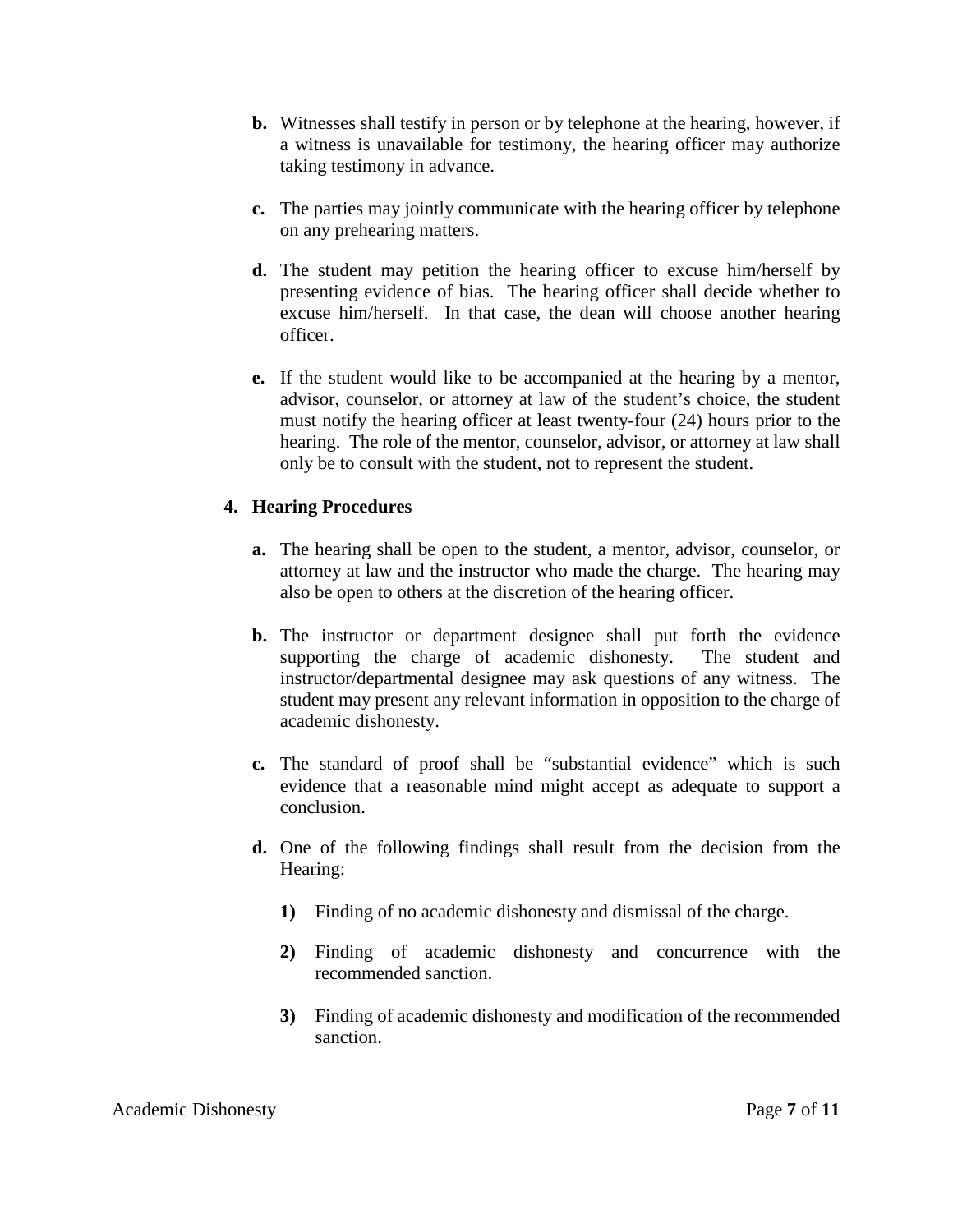**b.** Witnesses shall testify in person or by telephone at the hearing, however, if a witness is unavailable for testimony, the hearing officer may authorize taking testimony in advance.

**c.** The parties may jointly communicate with the hearing officer by telephone on any prehearing matters.

**d.** The student may petition the hearing officer to excuse him/herself by presenting evidence of bias. The hearing officer shall decide whether to excuse him/herself. In that case, the dean will choose another hearing officer.

**e.** If the student would like to be accompanied at the hearing by a mentor, advisor, counselor, or attorney at law of the student's choice, the student must notify the hearing officer at least twenty-four (24) hours prior to the hearing. The role of the mentor, counselor, advisor, or attorney at law shall only be to consult with the student, not to represent the student.

**4. Hearing Procedures**

**a.** The hearing shall be open to the student, a mentor, advisor, counselor, or attorney at law and the instructor who made the charge. The hearing may also be open to others at the discretion of the hearing officer.

**b.** The instructor or department designee shall put forth the evidence supporting the charge of academic dishonesty. The student and instructor/departmental designee may ask questions of any witness. The student may present any relevant information in opposition to the charge of academic dishonesty.

**c.** The standard of proof shall be "substantial evidence" which is such evidence that a reasonable mind might accept as adequate to support a conclusion.

**d.** One of the following findings shall result from the decision from the Hearing:

**1)** Finding of no academic dishonesty and dismissal of the charge.

**2)** Finding of academic dishonesty and concurrence with the recommended sanction.

**3)** Finding of academic dishonesty and modification of the recommended sanction.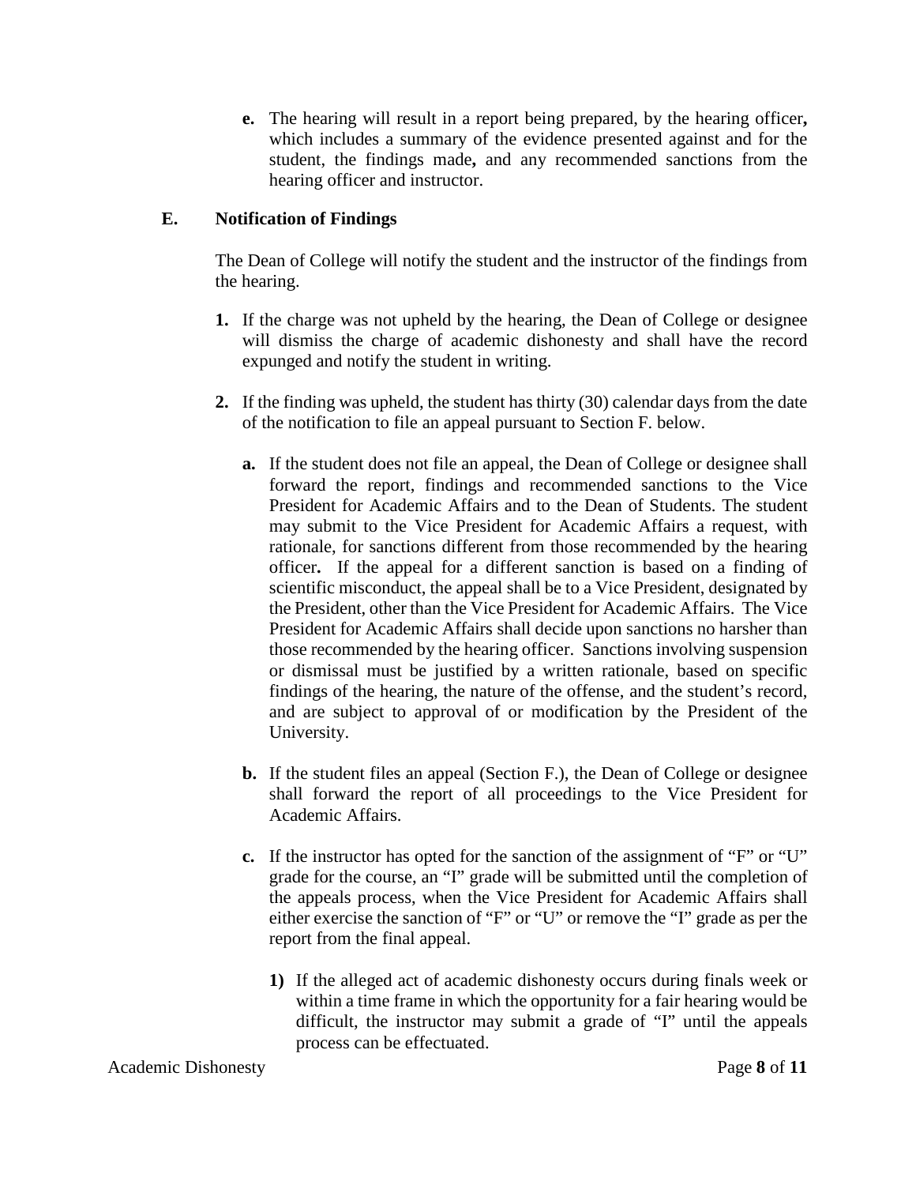**e.** The hearing will result in a report being prepared, by the hearing officer**,** which includes a summary of the evidence presented against and for the student, the findings made**,** and any recommended sanctions from the hearing officer and instructor.

## E. Notification of Findings

The Dean of College will notify the student and the instructor of the findings from the hearing.

**1.** If the charge was not upheld by the hearing, the Dean of College or designee will dismiss the charge of academic dishonesty and shall have the record expunged and notify the student in writing.

**2.** If the finding was upheld, the student has thirty (30) calendar days from the date of the notification to file an appeal pursuant to Section F. below.

**a.** If the student does not file an appeal, the Dean of College or designee shall forward the report, findings and recommended sanctions to the Vice President for Academic Affairs and to the Dean of Students. The student may submit to the Vice President for Academic Affairs a request, with rationale, for sanctions different from those recommended by the hearing officer**.** If the appeal for a different sanction is based on a finding of scientific misconduct, the appeal shall be to a Vice President, designated by the President, other than the Vice President for Academic Affairs. The Vice President for Academic Affairs shall decide upon sanctions no harsher than those recommended by the hearing officer. Sanctions involving suspension or dismissal must be justified by a written rationale, based on specific findings of the hearing, the nature of the offense, and the student's record, and are subject to approval of or modification by the President of the University.

**b.** If the student files an appeal (Section F.), the Dean of College or designee shall forward the report of all proceedings to the Vice President for Academic Affairs.

**c.** If the instructor has opted for the sanction of the assignment of "F" or "U" grade for the course, an "I" grade will be submitted until the completion of the appeals process, when the Vice President for Academic Affairs shall either exercise the sanction of "F" or "U" or remove the "I" grade as per the report from the final appeal.

**1)** If the alleged act of academic dishonesty occurs during finals week or within a time frame in which the opportunity for a fair hearing would be difficult, the instructor may submit a grade of "I" until the appeals process can be effectuated.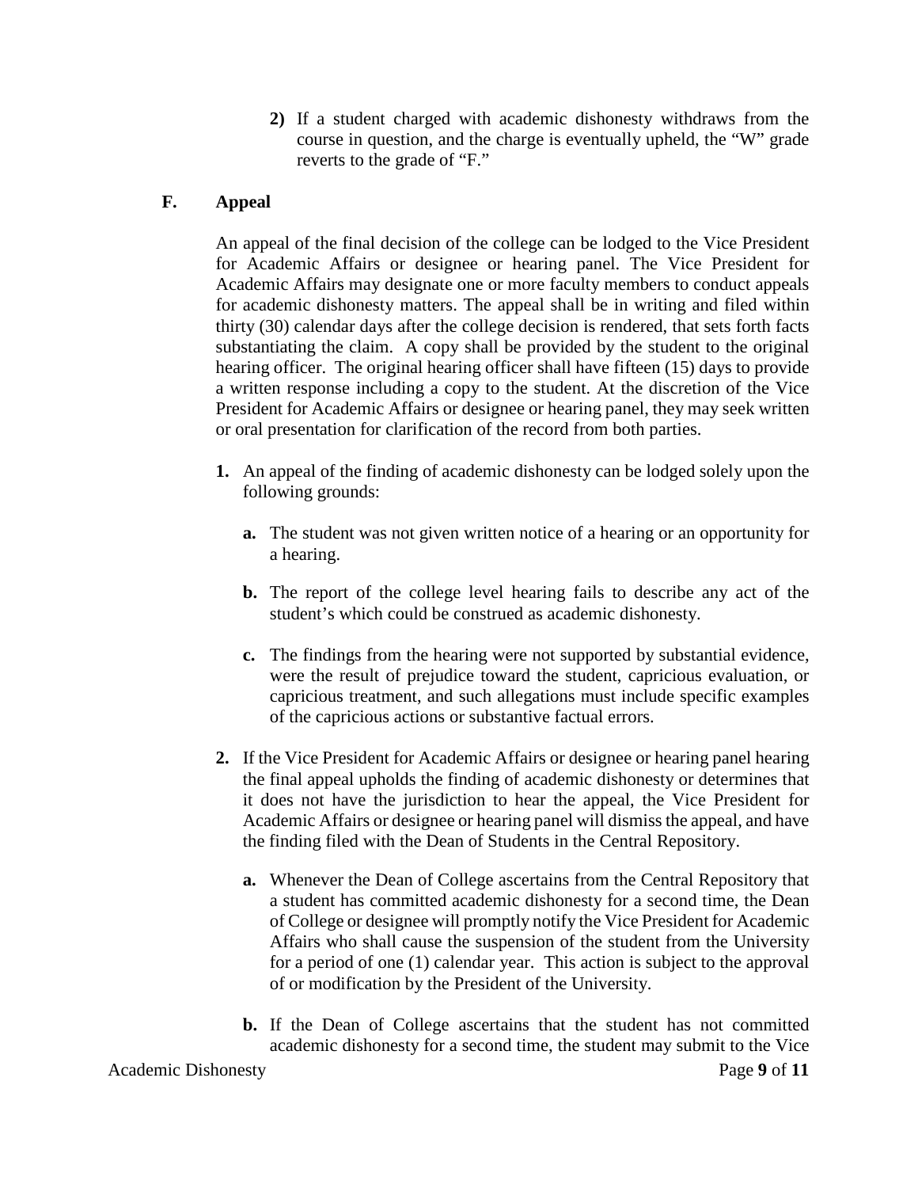**2)** If a student charged with academic dishonesty withdraws from the course in question, and the charge is eventually upheld, the "W" grade reverts to the grade of "F."

### F. Appeal

An appeal of the final decision of the college can be lodged to the Vice President for Academic Affairs or designee or hearing panel. The Vice President for Academic Affairs may designate one or more faculty members to conduct appeals for academic dishonesty matters. The appeal shall be in writing and filed within thirty (30) calendar days after the college decision is rendered, that sets forth facts substantiating the claim. A copy shall be provided by the student to the original hearing officer. The original hearing officer shall have fifteen (15) days to provide a written response including a copy to the student. At the discretion of the Vice President for Academic Affairs or designee or hearing panel, they may seek written or oral presentation for clarification of the record from both parties.

**1.** An appeal of the finding of academic dishonesty can be lodged solely upon the following grounds:

   **a.** The student was not given written notice of a hearing or an opportunity for a hearing.

   **b.** The report of the college level hearing fails to describe any act of the student's which could be construed as academic dishonesty.

   **c.** The findings from the hearing were not supported by substantial evidence, were the result of prejudice toward the student, capricious evaluation, or capricious treatment, and such allegations must include specific examples of the capricious actions or substantive factual errors.

**2.** If the Vice President for Academic Affairs or designee or hearing panel hearing the final appeal upholds the finding of academic dishonesty or determines that it does not have the jurisdiction to hear the appeal, the Vice President for Academic Affairs or designee or hearing panel will dismiss the appeal, and have the finding filed with the Dean of Students in the Central Repository.

   **a.** Whenever the Dean of College ascertains from the Central Repository that a student has committed academic dishonesty for a second time, the Dean of College or designee will promptly notify the Vice President for Academic Affairs who shall cause the suspension of the student from the University for a period of one (1) calendar year. This action is subject to the approval of or modification by the President of the University.

   **b.** If the Dean of College ascertains that the student has not committed academic dishonesty for a second time, the student may submit to the Vice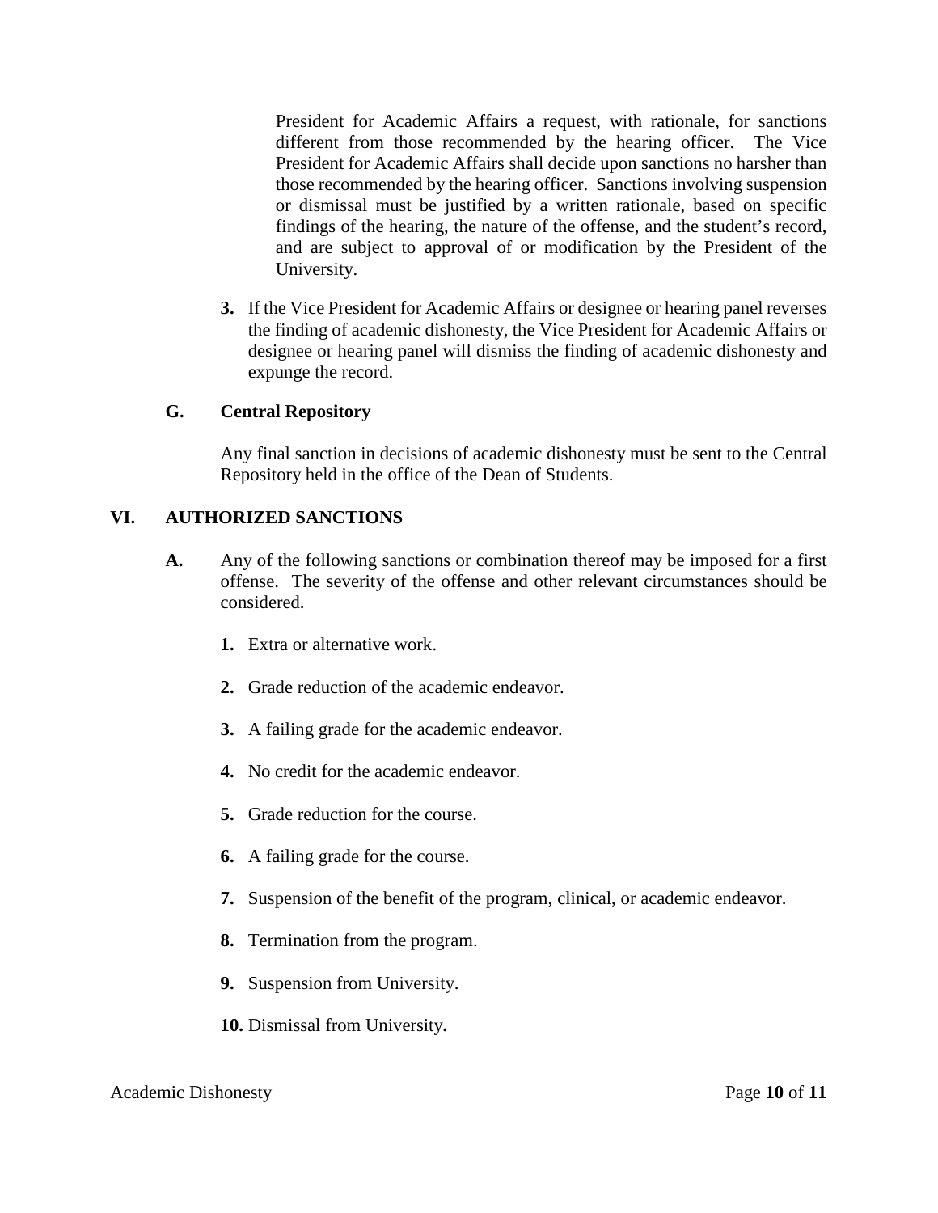President for Academic Affairs a request, with rationale, for sanctions different from those recommended by the hearing officer. The Vice President for Academic Affairs shall decide upon sanctions no harsher than those recommended by the hearing officer. Sanctions involving suspension or dismissal must be justified by a written rationale, based on specific findings of the hearing, the nature of the offense, and the student's record, and are subject to approval of or modification by the President of the University.

**3.** If the Vice President for Academic Affairs or designee or hearing panel reverses the finding of academic dishonesty, the Vice President for Academic Affairs or designee or hearing panel will dismiss the finding of academic dishonesty and expunge the record.

### G. Central Repository

Any final sanction in decisions of academic dishonesty must be sent to the Central Repository held in the office of the Dean of Students.

## VI. AUTHORIZED SANCTIONS

**A.** Any of the following sanctions or combination thereof may be imposed for a first offense. The severity of the offense and other relevant circumstances should be considered.

1. Extra or alternative work.
2. Grade reduction of the academic endeavor.
3. A failing grade for the academic endeavor.
4. No credit for the academic endeavor.
5. Grade reduction for the course.
6. A failing grade for the course.
7. Suspension of the benefit of the program, clinical, or academic endeavor.
8. Termination from the program.
9. Suspension from University.
10. Dismissal from University.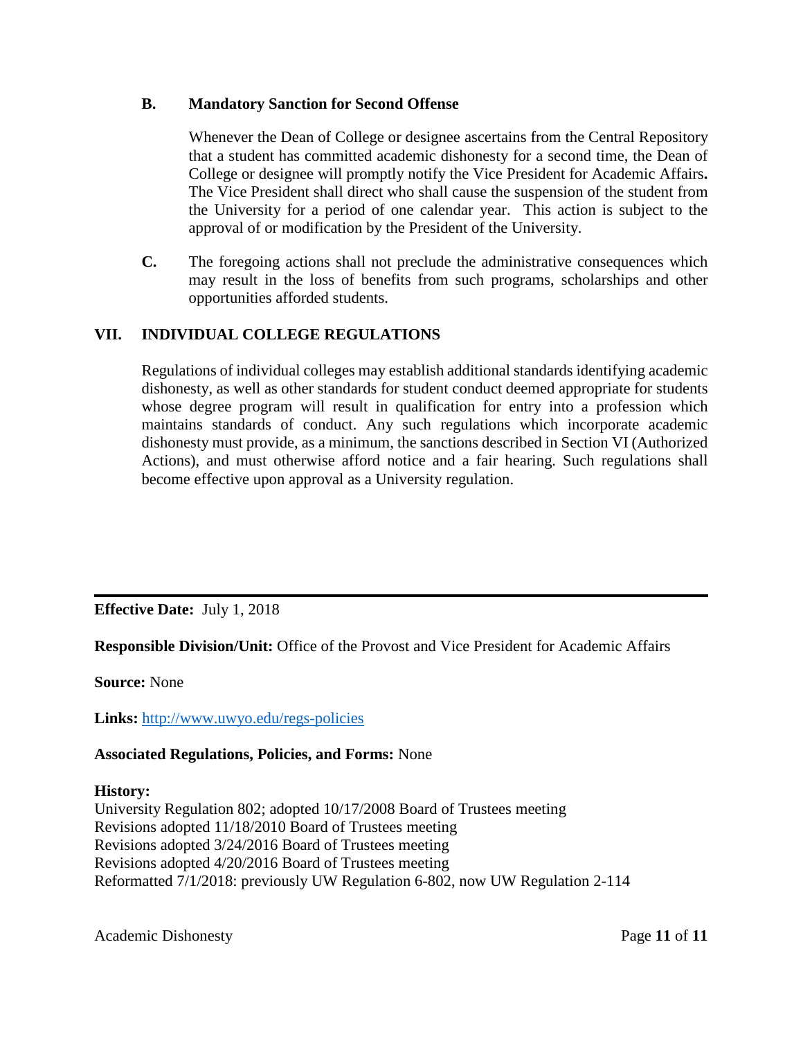**B. Mandatory Sanction for Second Offense**

Whenever the Dean of College or designee ascertains from the Central Repository that a student has committed academic dishonesty for a second time, the Dean of College or designee will promptly notify the Vice President for Academic Affairs**.** The Vice President shall direct who shall cause the suspension of the student from the University for a period of one calendar year. This action is subject to the approval of or modification by the President of the University.

**C.** The foregoing actions shall not preclude the administrative consequences which may result in the loss of benefits from such programs, scholarships and other opportunities afforded students.

## VII. INDIVIDUAL COLLEGE REGULATIONS

Regulations of individual colleges may establish additional standards identifying academic dishonesty, as well as other standards for student conduct deemed appropriate for students whose degree program will result in qualification for entry into a profession which maintains standards of conduct. Any such regulations which incorporate academic dishonesty must provide, as a minimum, the sanctions described in Section VI (Authorized Actions), and must otherwise afford notice and a fair hearing. Such regulations shall become effective upon approval as a University regulation.

---

**Effective Date:** July 1, 2018

**Responsible Division/Unit:** Office of the Provost and Vice President for Academic Affairs

**Source:** None

**Links:** [http://www.uwyo.edu/regs-policies](http://www.uwyo.edu/regs-policies)

**Associated Regulations, Policies, and Forms:** None

**History:**
University Regulation 802; adopted 10/17/2008 Board of Trustees meeting
Revisions adopted 11/18/2010 Board of Trustees meeting
Revisions adopted 3/24/2016 Board of Trustees meeting
Revisions adopted 4/20/2016 Board of Trustees meeting
Reformatted 7/1/2018: previously UW Regulation 6-802, now UW Regulation 2-114